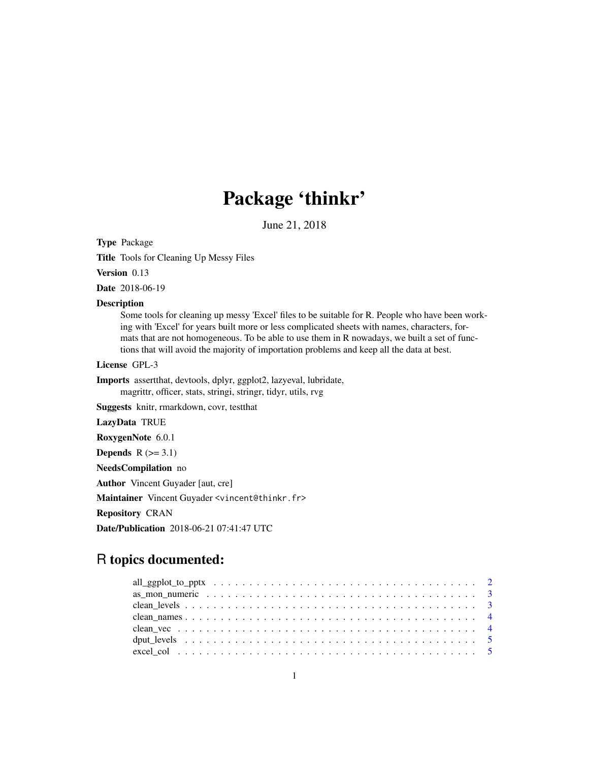# Package 'thinkr'

June 21, 2018

**Type** Package

**Title** Tools for Cleaning Up Messy Files

**Version** 0.13

**Date** 2018-06-19

**Description**
Some tools for cleaning up messy 'Excel' files to be suitable for R. People who have been working with 'Excel' for years built more or less complicated sheets with names, characters, formats that are not homogeneous. To be able to use them in R nowadays, we built a set of functions that will avoid the majority of importation problems and keep all the data at best.

**License** GPL-3

**Imports** assertthat, devtools, dplyr, ggplot2, lazyeval, lubridate, magrittr, officer, stats, stringi, stringr, tidyr, utils, rvg

**Suggests** knitr, rmarkdown, covr, testthat

**LazyData** TRUE

**RoxygenNote** 6.0.1

**Depends** R (>= 3.1)

**NeedsCompilation** no

**Author** Vincent Guyader [aut, cre]

**Maintainer** Vincent Guyader <vincent@thinkr.fr>

**Repository** CRAN

**Date/Publication** 2018-06-21 07:41:47 UTC

## R topics documented:

- all_ggplot_to_pptx . . . . . . . . . . . . . . . . . . . . . . . . . . . . . . . . . . . . 2
- as_mon_numeric . . . . . . . . . . . . . . . . . . . . . . . . . . . . . . . . . . . . . 3
- clean_levels . . . . . . . . . . . . . . . . . . . . . . . . . . . . . . . . . . . . . . . 3
- clean_names . . . . . . . . . . . . . . . . . . . . . . . . . . . . . . . . . . . . . . . 4
- clean_vec . . . . . . . . . . . . . . . . . . . . . . . . . . . . . . . . . . . . . . . . . 4
- dput_levels . . . . . . . . . . . . . . . . . . . . . . . . . . . . . . . . . . . . . . . . 5
- excel_col . . . . . . . . . . . . . . . . . . . . . . . . . . . . . . . . . . . . . . . . . 5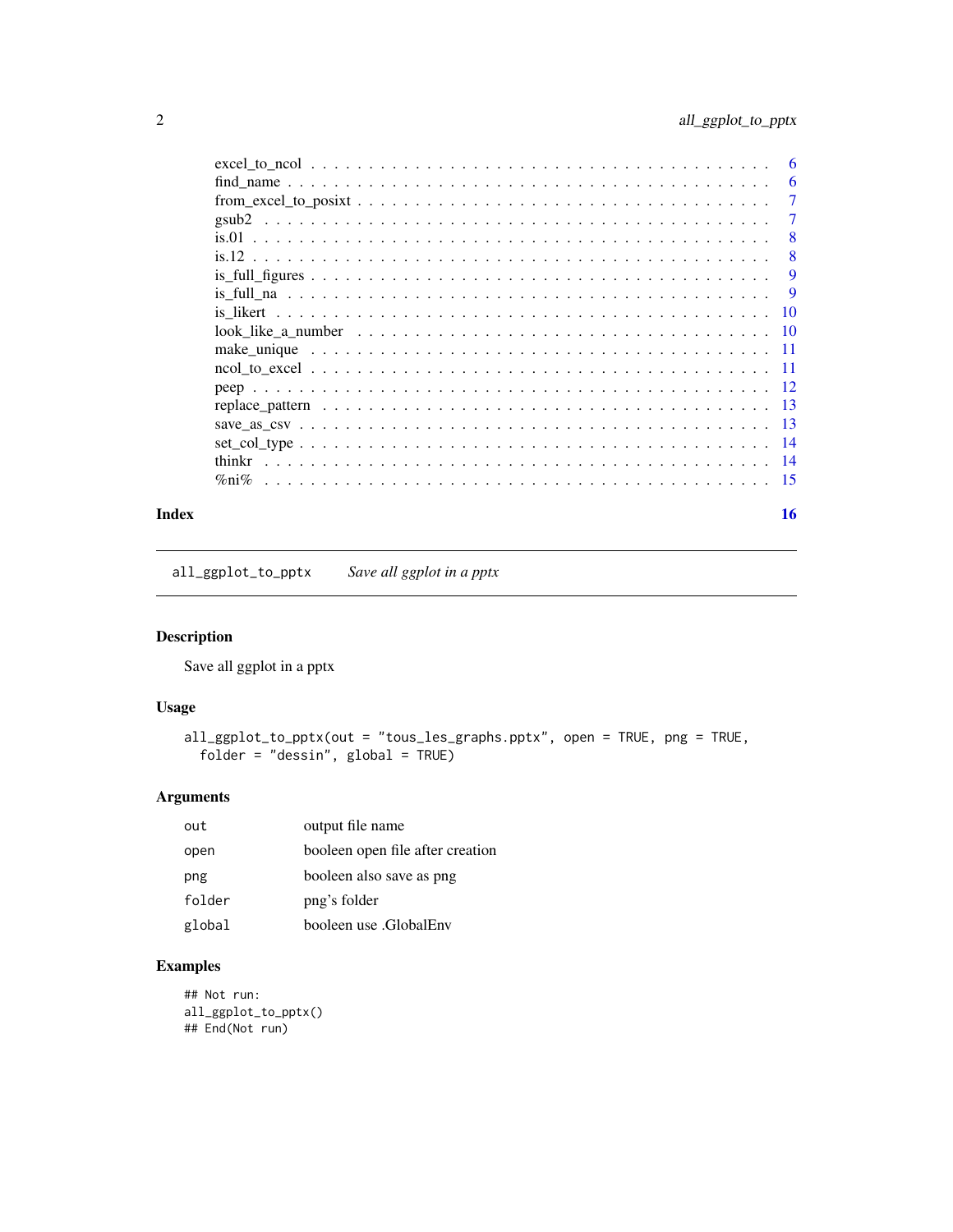excel_to_ncol . . . . . . . . . . . . . . . . . . . . . . . . . . . . . . . . . . . . 6
find_name . . . . . . . . . . . . . . . . . . . . . . . . . . . . . . . . . . . . . . 6
from_excel_to_posixt . . . . . . . . . . . . . . . . . . . . . . . . . . . . . . . . . 7
gsub2 . . . . . . . . . . . . . . . . . . . . . . . . . . . . . . . . . . . . . . . . . 7
is.01 . . . . . . . . . . . . . . . . . . . . . . . . . . . . . . . . . . . . . . . . . 8
is.12 . . . . . . . . . . . . . . . . . . . . . . . . . . . . . . . . . . . . . . . . . 8
is_full_figures . . . . . . . . . . . . . . . . . . . . . . . . . . . . . . . . . . . . 9
is_full_na . . . . . . . . . . . . . . . . . . . . . . . . . . . . . . . . . . . . . . . 9
is_likert . . . . . . . . . . . . . . . . . . . . . . . . . . . . . . . . . . . . . . . 10
look_like_a_number . . . . . . . . . . . . . . . . . . . . . . . . . . . . . . . . . 10
make_unique . . . . . . . . . . . . . . . . . . . . . . . . . . . . . . . . . . . . . 11
ncol_to_excel . . . . . . . . . . . . . . . . . . . . . . . . . . . . . . . . . . . . 11
peep . . . . . . . . . . . . . . . . . . . . . . . . . . . . . . . . . . . . . . . . . 12
replace_pattern . . . . . . . . . . . . . . . . . . . . . . . . . . . . . . . . . . . 13
save_as_csv . . . . . . . . . . . . . . . . . . . . . . . . . . . . . . . . . . . . . 13
set_col_type . . . . . . . . . . . . . . . . . . . . . . . . . . . . . . . . . . . . . 14
thinkr . . . . . . . . . . . . . . . . . . . . . . . . . . . . . . . . . . . . . . . . 14
%ni% . . . . . . . . . . . . . . . . . . . . . . . . . . . . . . . . . . . . . . . . . 15

**Index** **16**

---

`all_ggplot_to_pptx` *Save all ggplot in a pptx*

---

## Description

Save all ggplot in a pptx

## Usage

```
all_ggplot_to_pptx(out = "tous_les_graphs.pptx", open = TRUE, png = TRUE,
  folder = "dessin", global = TRUE)
```

## Arguments

| | |
|---|---|
| `out` | output file name |
| `open` | booleen open file after creation |
| `png` | booleen also save as png |
| `folder` | png's folder |
| `global` | booleen use .GlobalEnv |

## Examples

```
## Not run:
all_ggplot_to_pptx()
## End(Not run)
```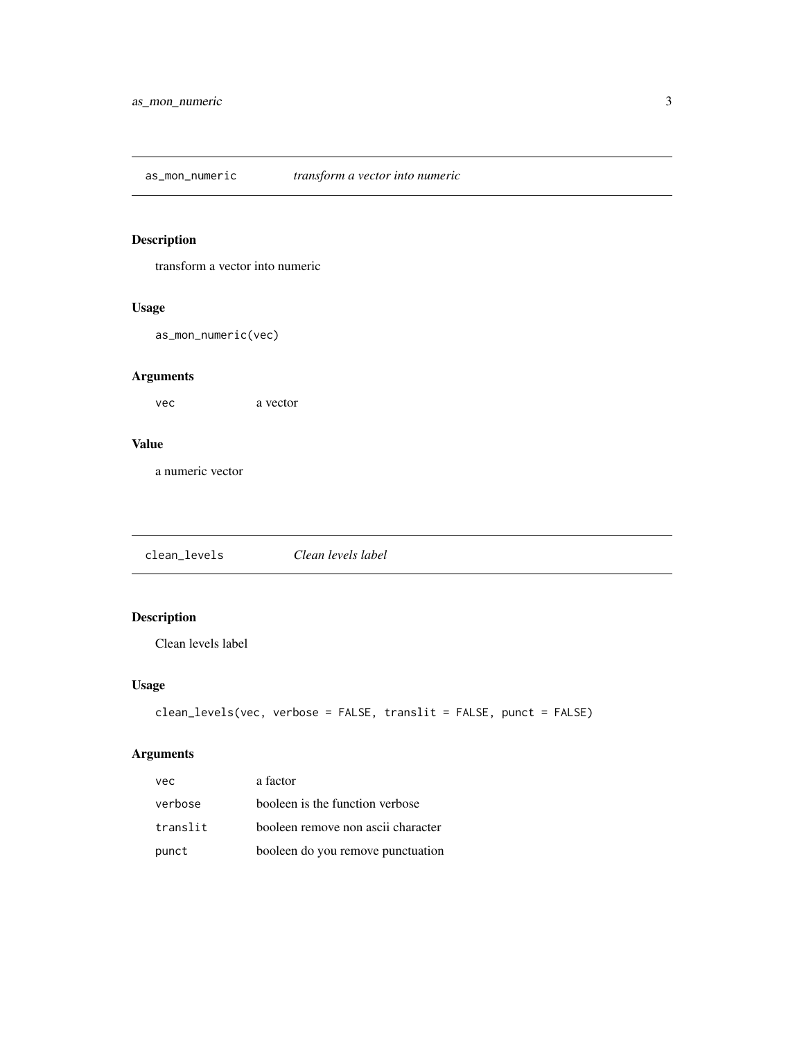## as_mon_numeric — *transform a vector into numeric*

### Description

transform a vector into numeric

### Usage

```
as_mon_numeric(vec)
```

### Arguments

| | |
|---|---|
| `vec` | a vector |

### Value

a numeric vector

## clean_levels — *Clean levels label*

### Description

Clean levels label

### Usage

```
clean_levels(vec, verbose = FALSE, translit = FALSE, punct = FALSE)
```

### Arguments

| | |
|---|---|
| `vec` | a factor |
| `verbose` | booleen is the function verbose |
| `translit` | booleen remove non ascii character |
| `punct` | booleen do you remove punctuation |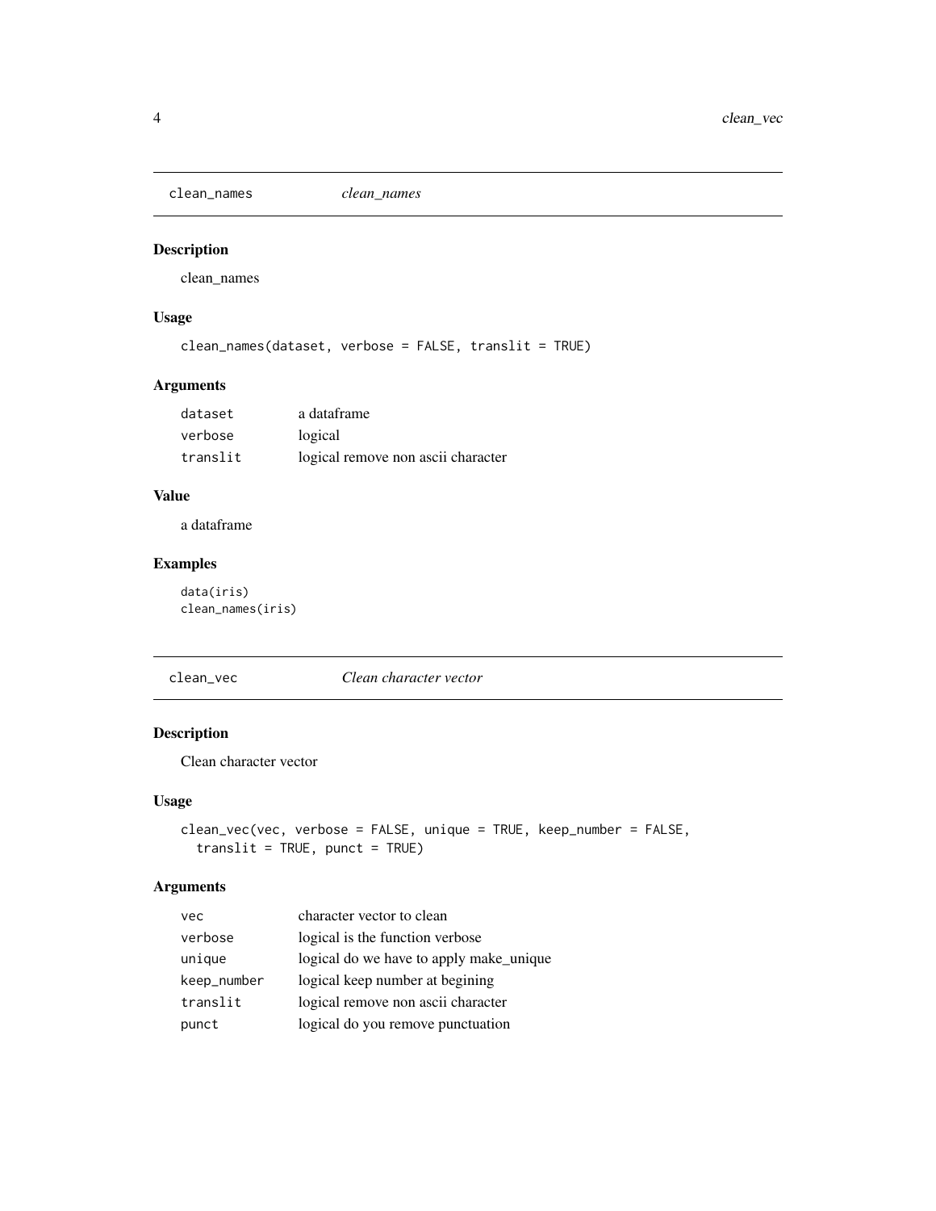## clean_names *clean_names*

### Description

clean_names

### Usage

```
clean_names(dataset, verbose = FALSE, translit = TRUE)
```

### Arguments

| | |
|---|---|
| dataset | a dataframe |
| verbose | logical |
| translit | logical remove non ascii character |

### Value

a dataframe

### Examples

```
data(iris)
clean_names(iris)
```

## clean_vec *Clean character vector*

### Description

Clean character vector

### Usage

```
clean_vec(vec, verbose = FALSE, unique = TRUE, keep_number = FALSE,
  translit = TRUE, punct = TRUE)
```

### Arguments

| | |
|---|---|
| vec | character vector to clean |
| verbose | logical is the function verbose |
| unique | logical do we have to apply make_unique |
| keep_number | logical keep number at begining |
| translit | logical remove non ascii character |
| punct | logical do you remove punctuation |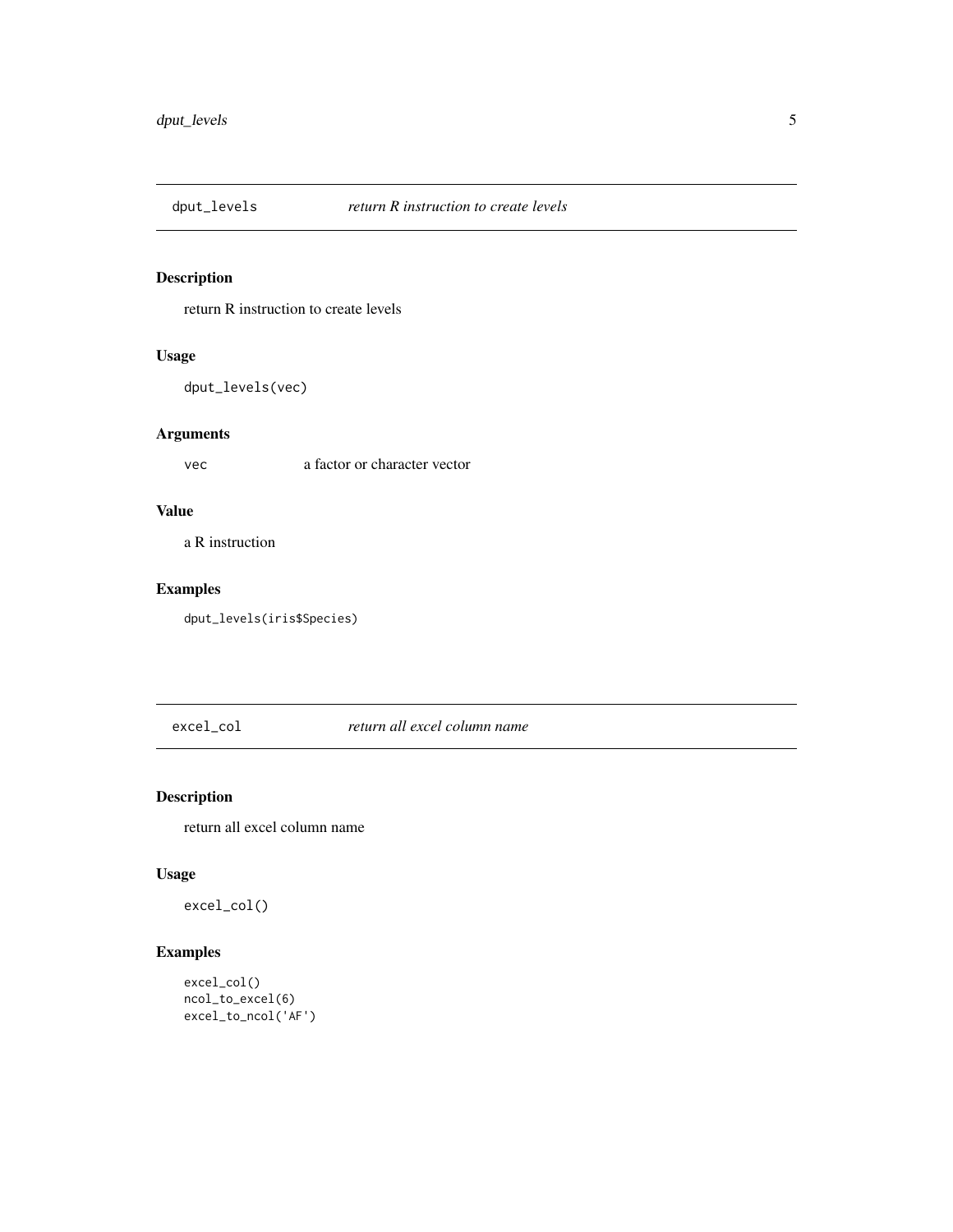## dput_levels — *return R instruction to create levels*

### Description

return R instruction to create levels

### Usage

```
dput_levels(vec)
```

### Arguments

| | |
|---|---|
| vec | a factor or character vector |

### Value

a R instruction

### Examples

```
dput_levels(iris$Species)
```

## excel_col — *return all excel column name*

### Description

return all excel column name

### Usage

```
excel_col()
```

### Examples

```
excel_col()
ncol_to_excel(6)
excel_to_ncol('AF')
```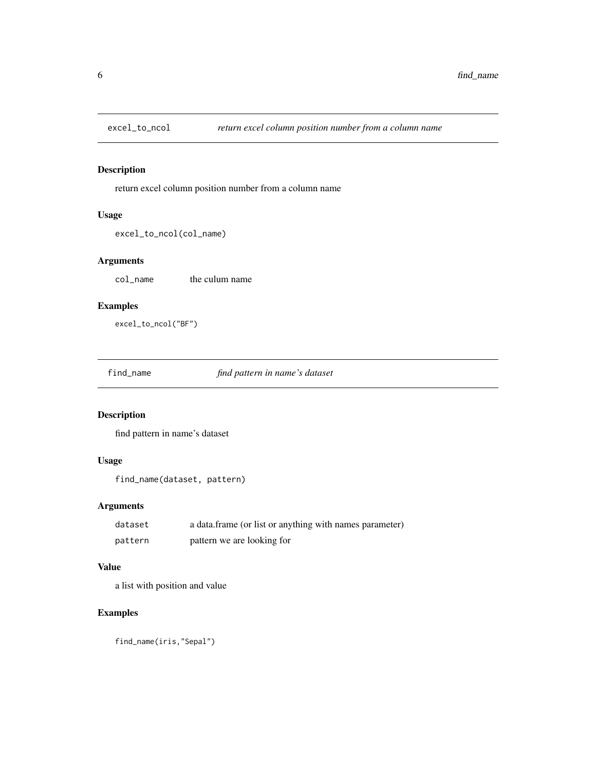## excel_to_ncol — *return excel column position number from a column name*

### Description

return excel column position number from a column name

### Usage

```
excel_to_ncol(col_name)
```

### Arguments

| | |
|---|---|
| col_name | the culum name |

### Examples

```
excel_to_ncol("BF")
```

## find_name — *find pattern in name's dataset*

### Description

find pattern in name's dataset

### Usage

```
find_name(dataset, pattern)
```

### Arguments

| | |
|---|---|
| dataset | a data.frame (or list or anything with names parameter) |
| pattern | pattern we are looking for |

### Value

a list with position and value

### Examples

```
find_name(iris,"Sepal")
```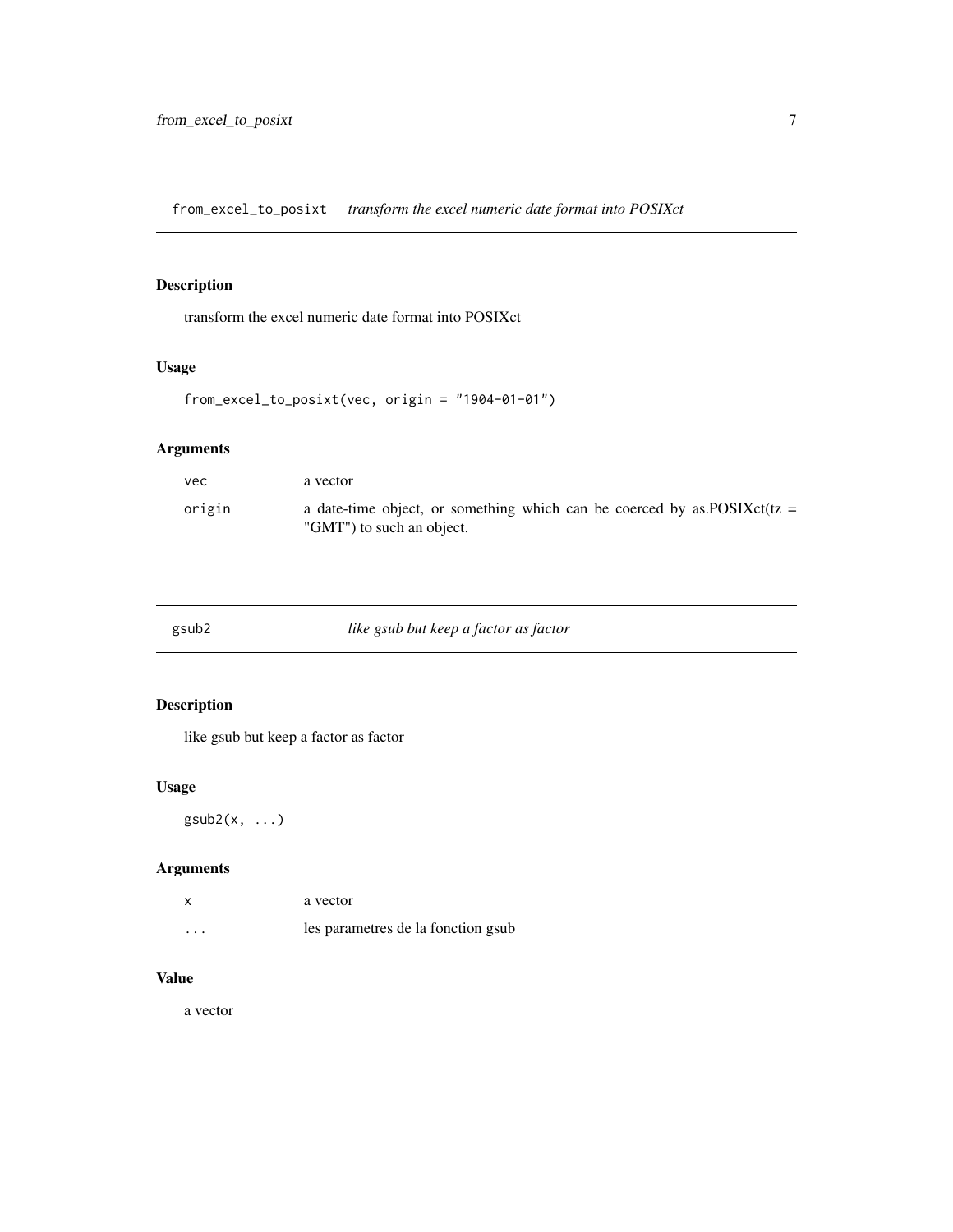## from_excel_to_posixt *transform the excel numeric date format into POSIXct*

### Description

transform the excel numeric date format into POSIXct

### Usage

```
from_excel_to_posixt(vec, origin = "1904-01-01")
```

### Arguments

| | |
|---|---|
| vec | a vector |
| origin | a date-time object, or something which can be coerced by as.POSIXct(tz = "GMT") to such an object. |

## gsub2 *like gsub but keep a factor as factor*

### Description

like gsub but keep a factor as factor

### Usage

```
gsub2(x, ...)
```

### Arguments

| | |
|---|---|
| x | a vector |
| ... | les parametres de la fonction gsub |

### Value

a vector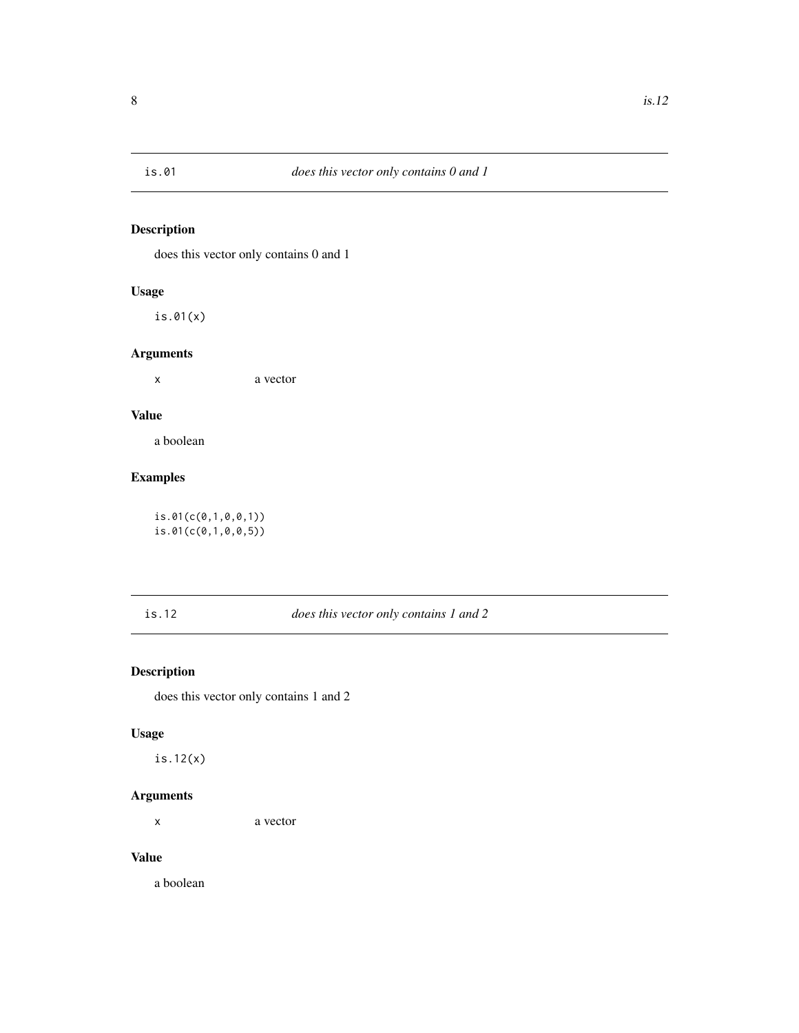## is.01 — *does this vector only contains 0 and 1*

### Description

does this vector only contains 0 and 1

### Usage

```
is.01(x)
```

### Arguments

| | |
|---|---|
| x | a vector |

### Value

a boolean

### Examples

```
is.01(c(0,1,0,0,1))
is.01(c(0,1,0,0,5))
```

## is.12 — *does this vector only contains 1 and 2*

### Description

does this vector only contains 1 and 2

### Usage

```
is.12(x)
```

### Arguments

| | |
|---|---|
| x | a vector |

### Value

a boolean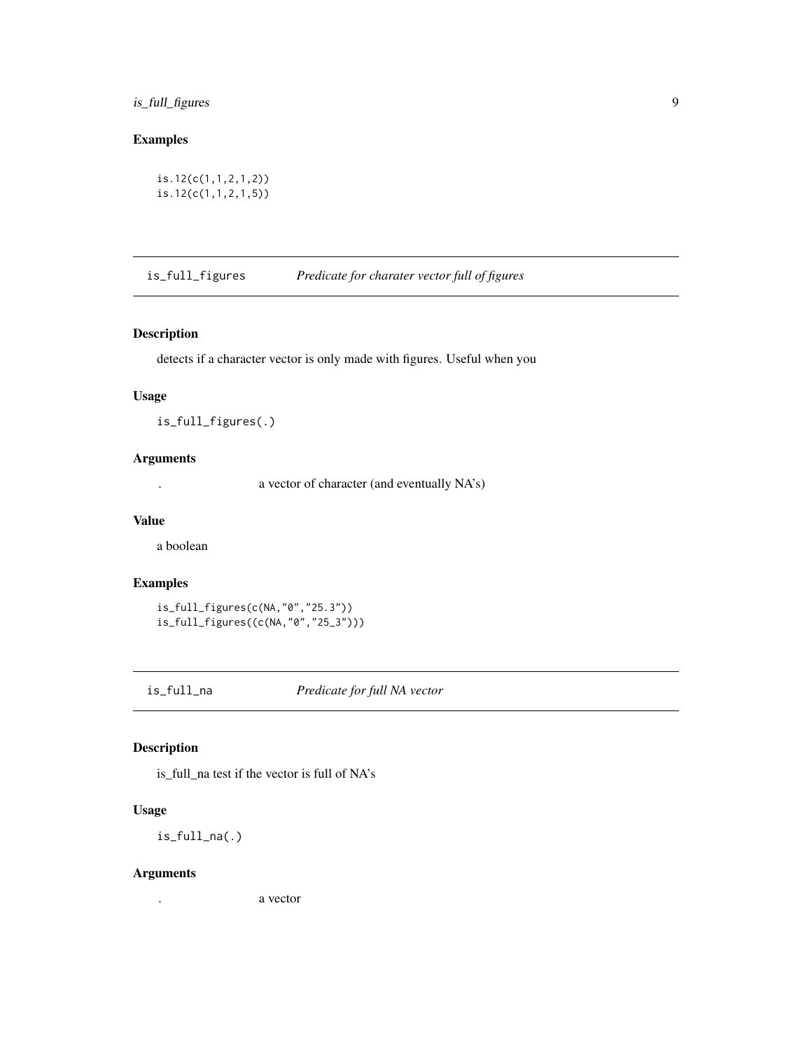### Examples

```
is.12(c(1,1,2,1,2))
is.12(c(1,1,2,1,5))
```

## is_full_figures — *Predicate for charater vector full of figures*

### Description

detects if a character vector is only made with figures. Useful when you

### Usage

```
is_full_figures(.)
```

### Arguments

| | |
|---|---|
| . | a vector of character (and eventually NA's) |

### Value

a boolean

### Examples

```
is_full_figures(c(NA,"0","25.3"))
is_full_figures((c(NA,"0","25_3")))
```

## is_full_na — *Predicate for full NA vector*

### Description

is_full_na test if the vector is full of NA's

### Usage

```
is_full_na(.)
```

### Arguments

| | |
|---|---|
| . | a vector |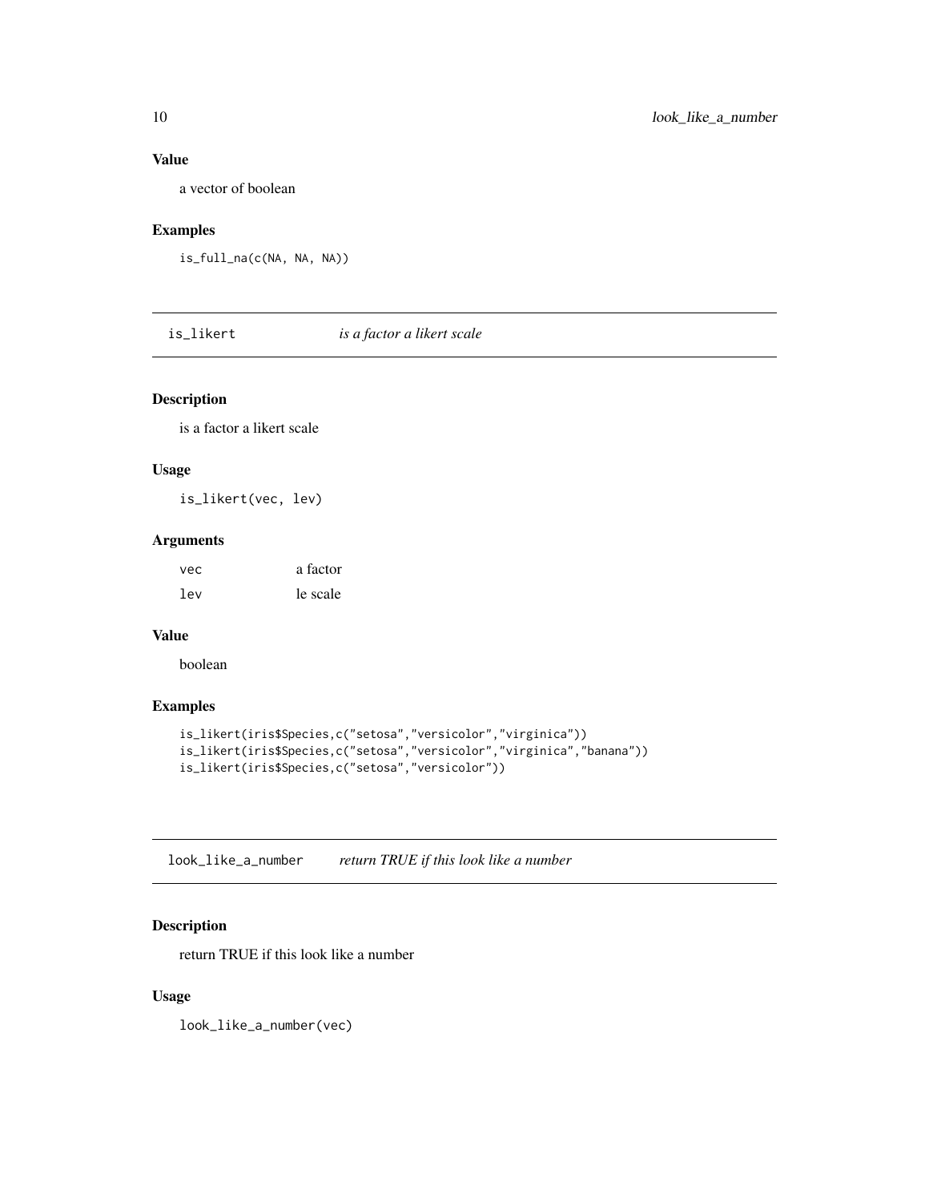### Value

a vector of boolean

### Examples

```
is_full_na(c(NA, NA, NA))
```

## is_likert — *is a factor a likert scale*

### Description

is a factor a likert scale

### Usage

```
is_likert(vec, lev)
```

### Arguments

| | |
|---|---|
| vec | a factor |
| lev | le scale |

### Value

boolean

### Examples

```
is_likert(iris$Species,c("setosa","versicolor","virginica"))
is_likert(iris$Species,c("setosa","versicolor","virginica","banana"))
is_likert(iris$Species,c("setosa","versicolor"))
```

## look_like_a_number — *return TRUE if this look like a number*

### Description

return TRUE if this look like a number

### Usage

```
look_like_a_number(vec)
```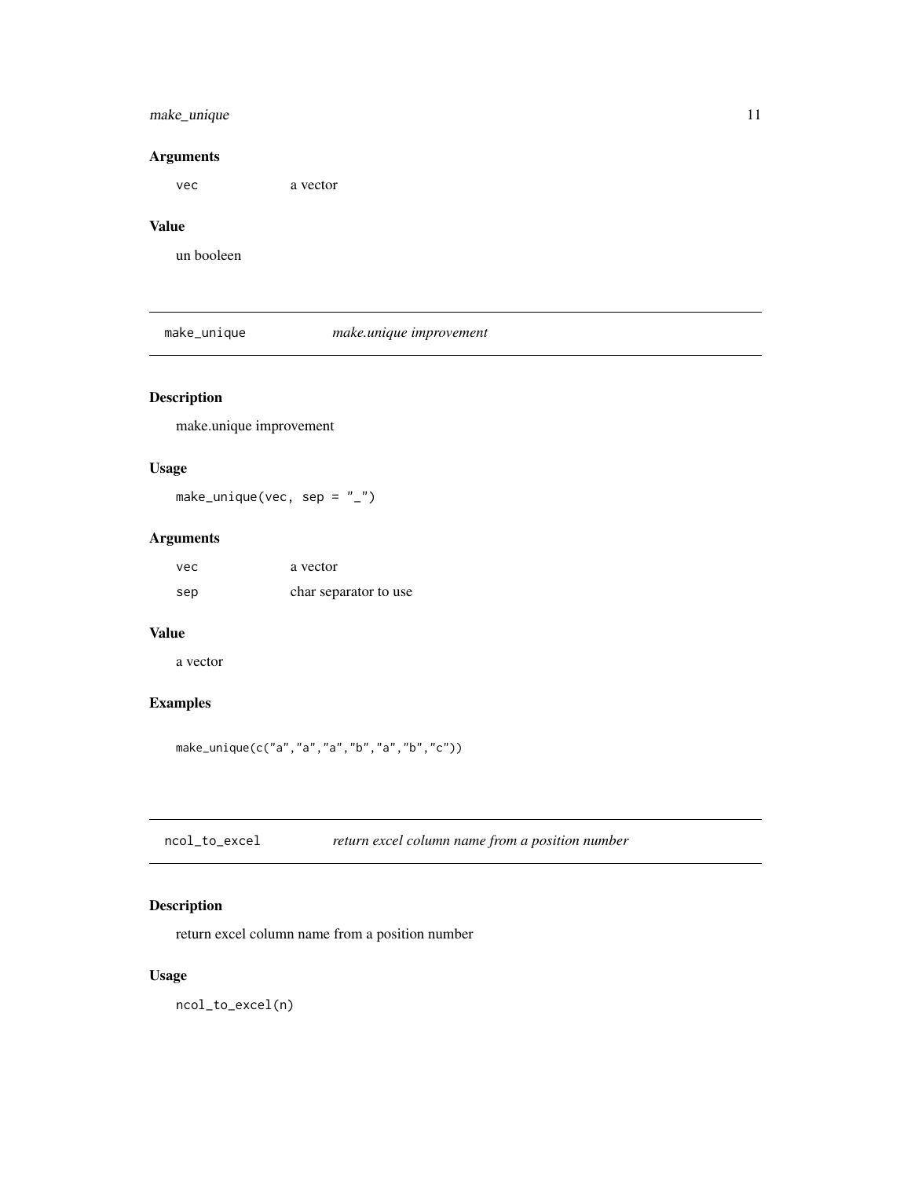### Arguments

vec a vector

### Value

un booleen

---

## make_unique *make.unique improvement*

---

### Description

make.unique improvement

### Usage

```
make_unique(vec, sep = "_")
```

### Arguments

| | |
|---|---|
| vec | a vector |
| sep | char separator to use |

### Value

a vector

### Examples

```
make_unique(c("a","a","a","b","a","b","c"))
```

---

## ncol_to_excel *return excel column name from a position number*

---

### Description

return excel column name from a position number

### Usage

```
ncol_to_excel(n)
```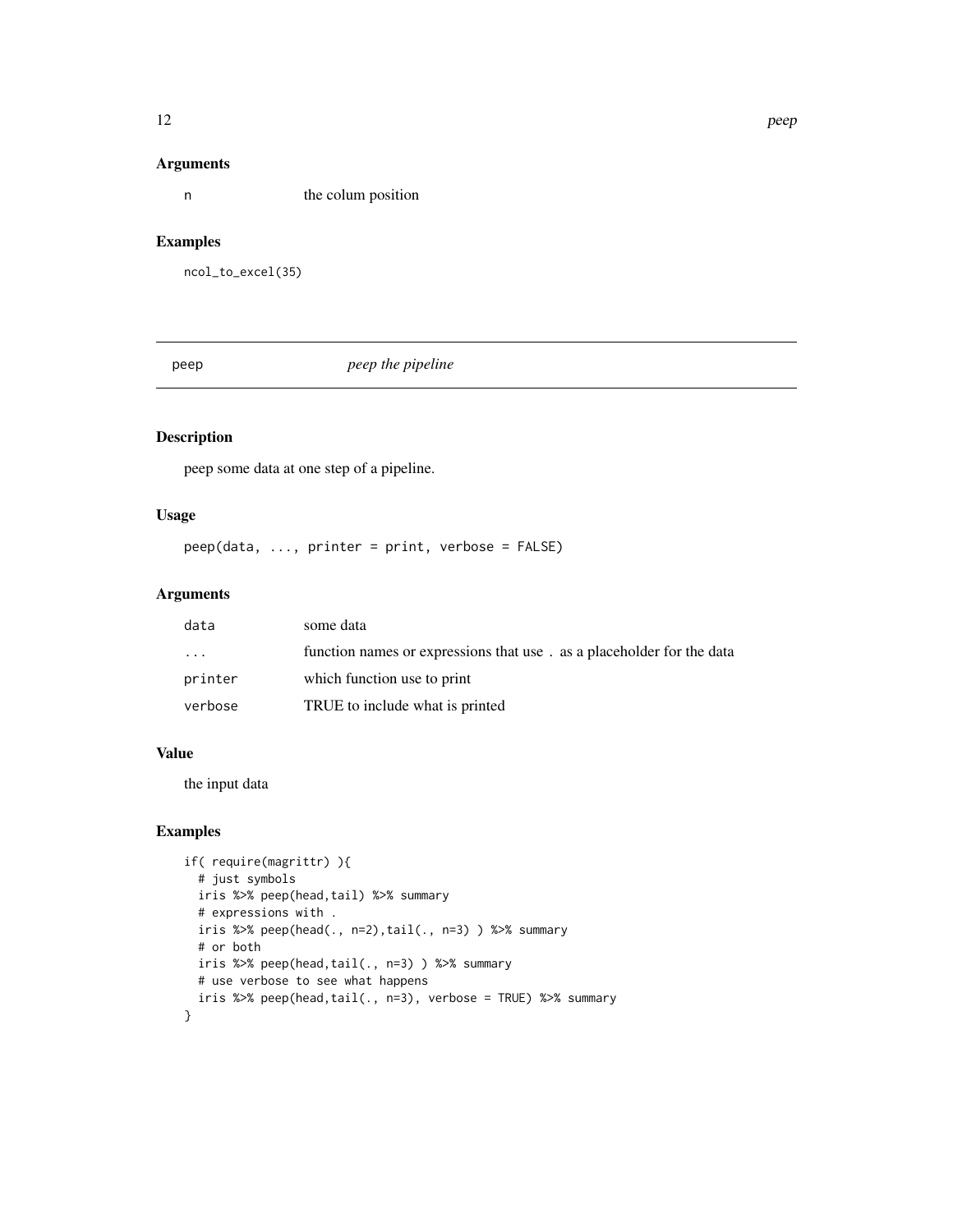### Arguments

| | |
|---|---|
| n | the colum position |

### Examples

```
ncol_to_excel(35)
```

---

## peep *peep the pipeline*

---

### Description

peep some data at one step of a pipeline.

### Usage

```
peep(data, ..., printer = print, verbose = FALSE)
```

### Arguments

| | |
|---|---|
| data | some data |
| ... | function names or expressions that use . as a placeholder for the data |
| printer | which function use to print |
| verbose | TRUE to include what is printed |

### Value

the input data

### Examples

```
if( require(magrittr) ){
  # just symbols
  iris %>% peep(head,tail) %>% summary
  # expressions with .
  iris %>% peep(head(., n=2),tail(., n=3) ) %>% summary
  # or both
  iris %>% peep(head,tail(., n=3) ) %>% summary
  # use verbose to see what happens
  iris %>% peep(head,tail(., n=3), verbose = TRUE) %>% summary
}
```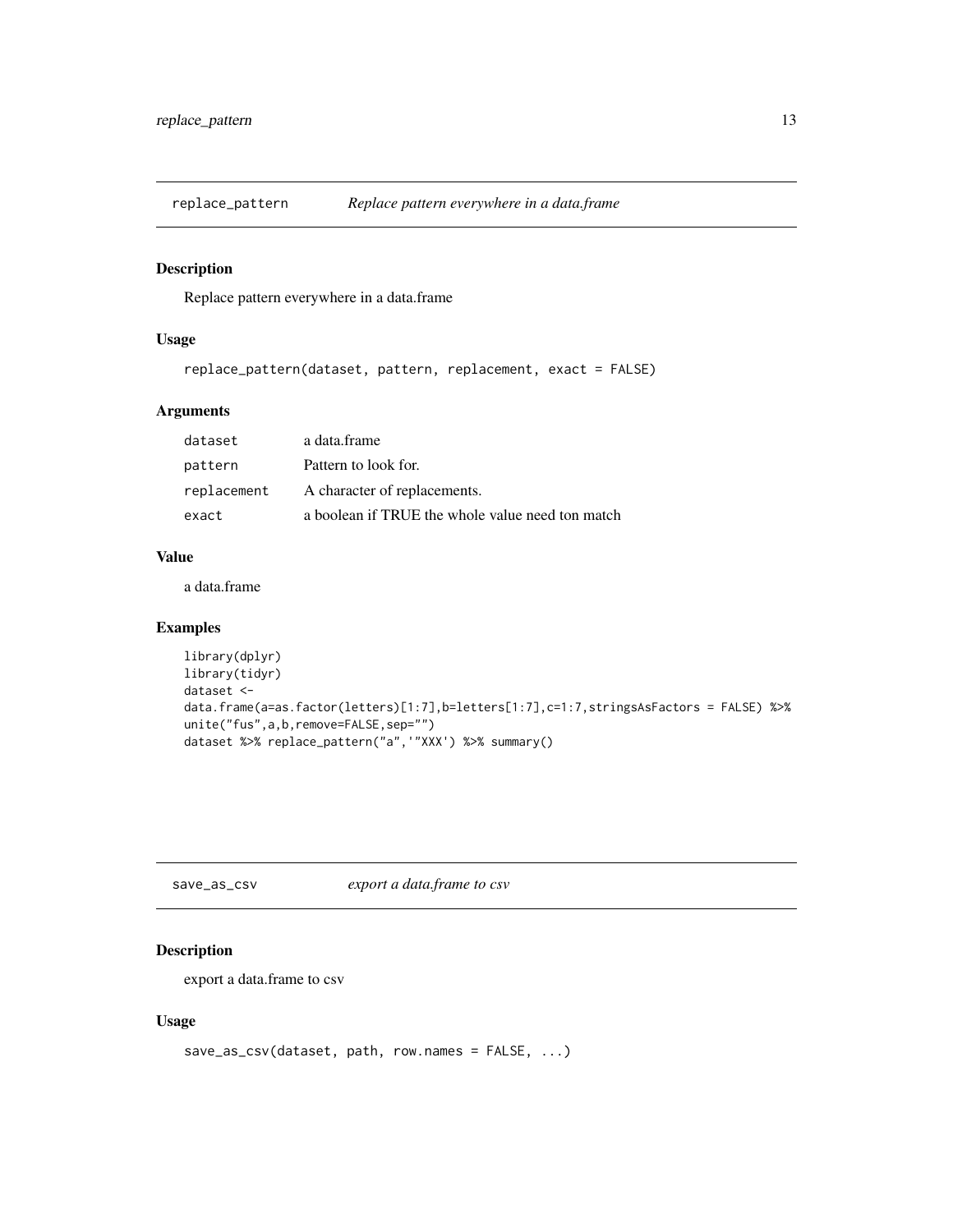## replace_pattern *Replace pattern everywhere in a data.frame*

### Description

Replace pattern everywhere in a data.frame

### Usage

```
replace_pattern(dataset, pattern, replacement, exact = FALSE)
```

### Arguments

| | |
|---|---|
| dataset | a data.frame |
| pattern | Pattern to look for. |
| replacement | A character of replacements. |
| exact | a boolean if TRUE the whole value need ton match |

### Value

a data.frame

### Examples

```
library(dplyr)
library(tidyr)
dataset <-
data.frame(a=as.factor(letters)[1:7],b=letters[1:7],c=1:7,stringsAsFactors = FALSE) %>%
unite("fus",a,b,remove=FALSE,sep="")
dataset %>% replace_pattern("a",'"XXX') %>% summary()
```

## save_as_csv *export a data.frame to csv*

### Description

export a data.frame to csv

### Usage

```
save_as_csv(dataset, path, row.names = FALSE, ...)
```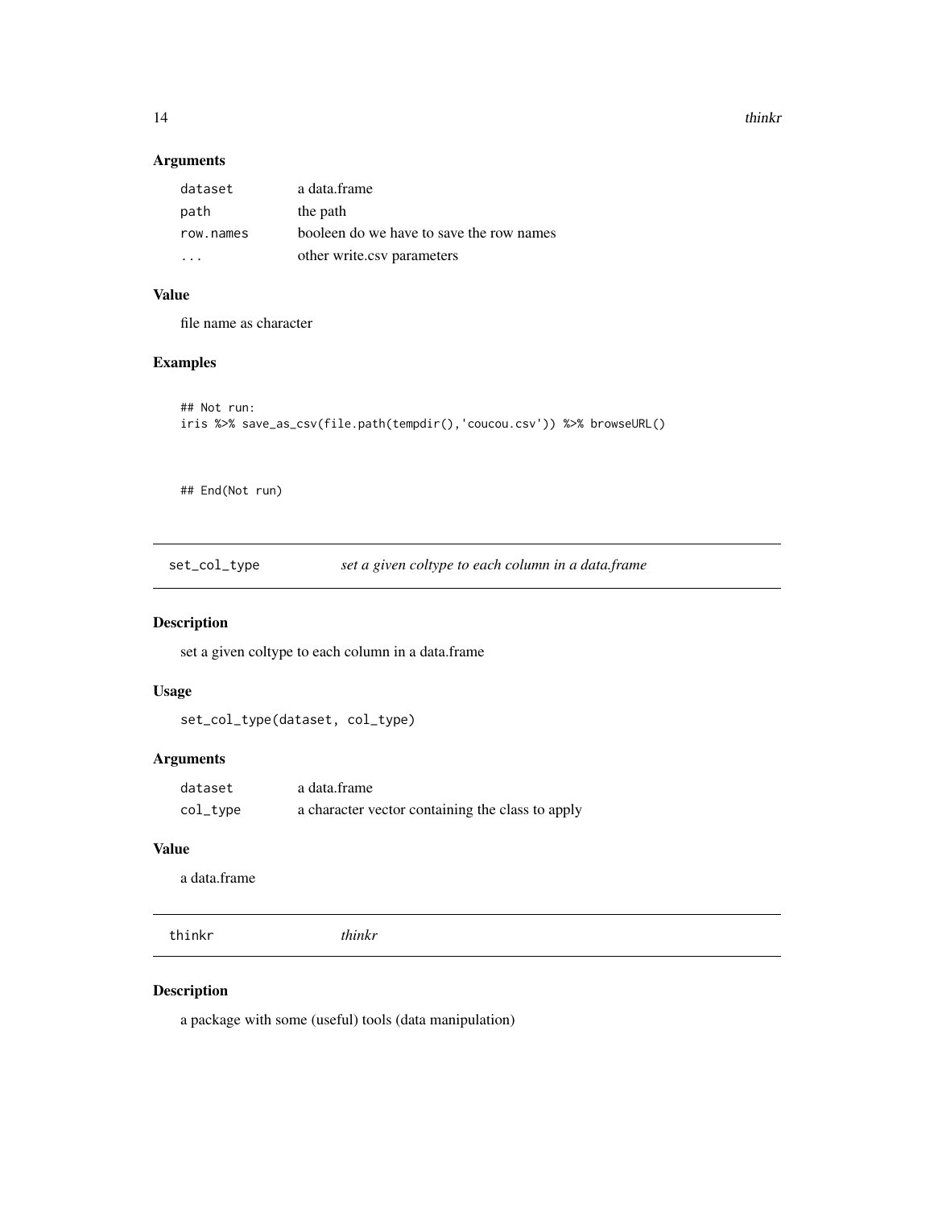### Arguments

| | |
|---|---|
| dataset | a data.frame |
| path | the path |
| row.names | booleen do we have to save the row names |
| ... | other write.csv parameters |

### Value

file name as character

### Examples

```
## Not run:
iris %>% save_as_csv(file.path(tempdir(),'coucou.csv')) %>% browseURL()


## End(Not run)
```

---

## set_col_type *set a given coltype to each column in a data.frame*

### Description

set a given coltype to each column in a data.frame

### Usage

```
set_col_type(dataset, col_type)
```

### Arguments

| | |
|---|---|
| dataset | a data.frame |
| col_type | a character vector containing the class to apply |

### Value

a data.frame

---

## thinkr *thinkr*

### Description

a package with some (useful) tools (data manipulation)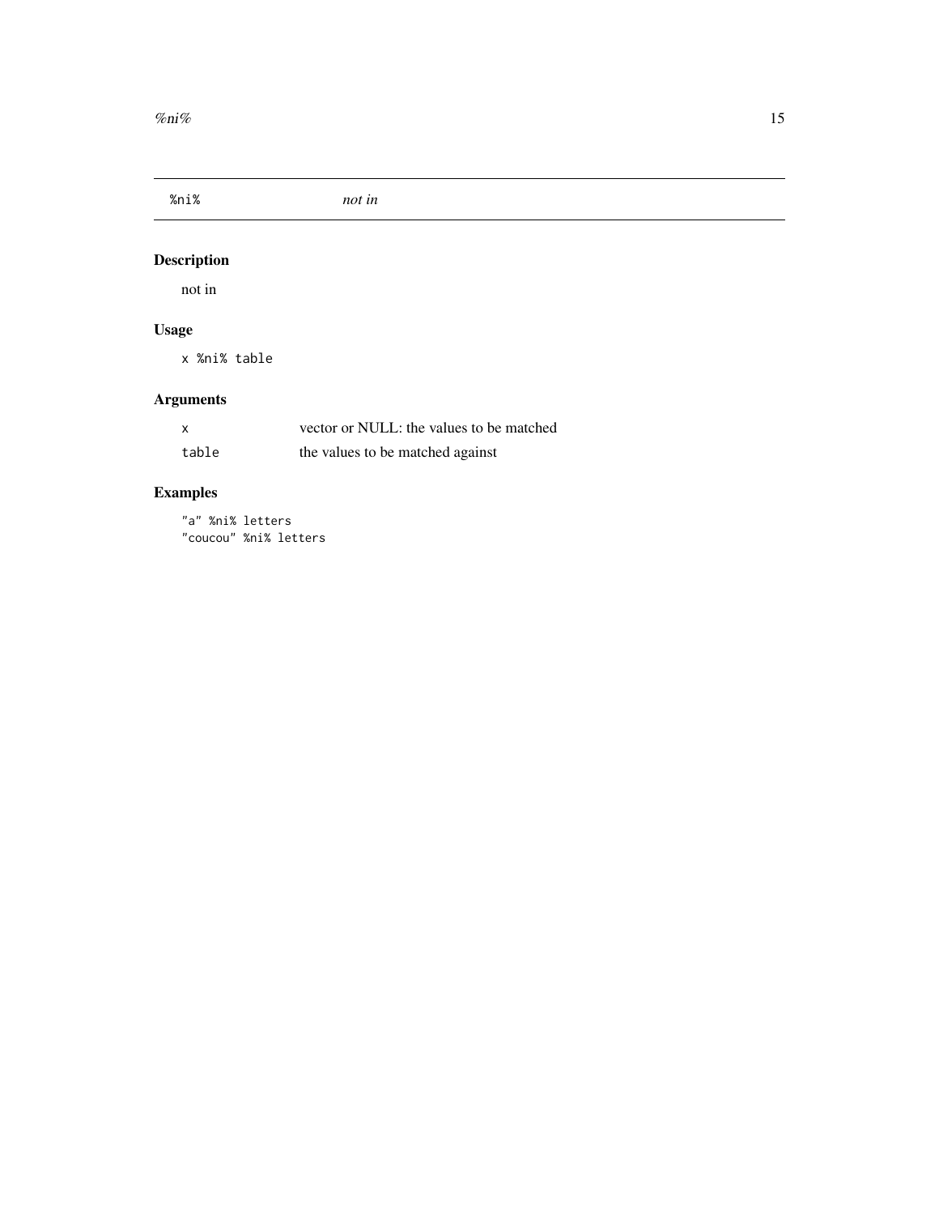## %ni% *not in*

### Description

not in

### Usage

```
x %ni% table
```

### Arguments

| | |
|---|---|
| x | vector or NULL: the values to be matched |
| table | the values to be matched against |

### Examples

```
"a" %ni% letters
"coucou" %ni% letters
```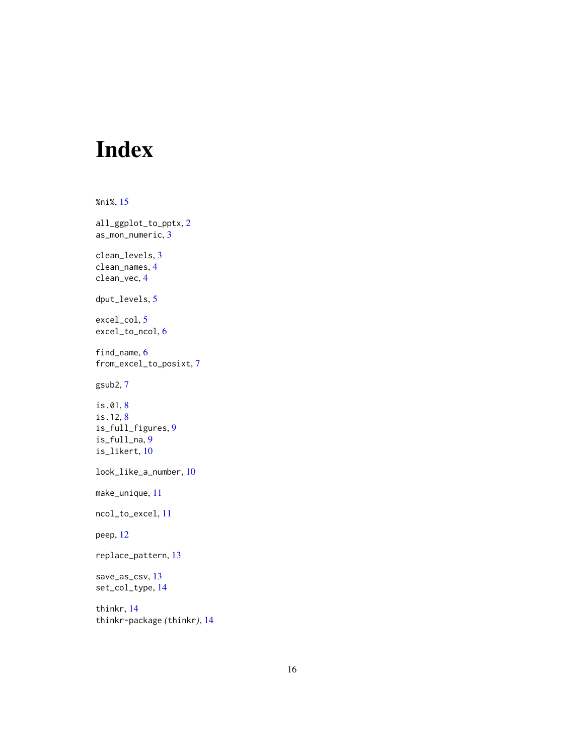# Index

%ni%, 15

all_ggplot_to_pptx, 2
as_mon_numeric, 3

clean_levels, 3
clean_names, 4
clean_vec, 4

dput_levels, 5

excel_col, 5
excel_to_ncol, 6

find_name, 6
from_excel_to_posixt, 7

gsub2, 7

is.01, 8
is.12, 8
is_full_figures, 9
is_full_na, 9
is_likert, 10

look_like_a_number, 10

make_unique, 11

ncol_to_excel, 11

peep, 12

replace_pattern, 13

save_as_csv, 13
set_col_type, 14

thinkr, 14
thinkr-package *(*thinkr*)*, 14